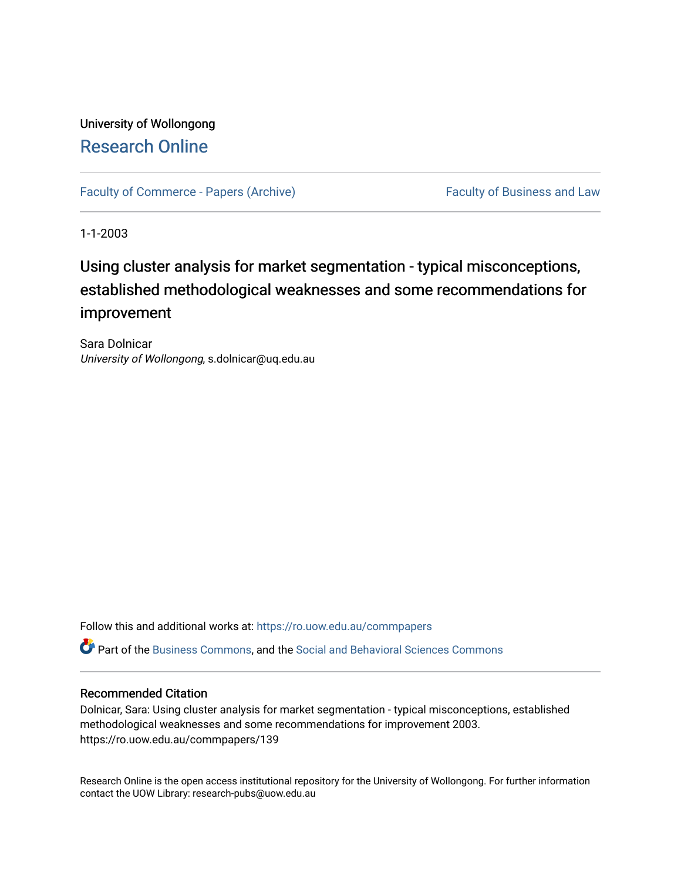University of Wollongong

# Research Online

Faculty of Commerce - Papers (Archive) | Faculty of Business and Law

1-1-2003

## Using cluster analysis for market segmentation - typical misconceptions, established methodological weaknesses and some recommendations for improvement

Sara Dolnicar
*University of Wollongong*, s.dolnicar@uq.edu.au

Follow this and additional works at: https://ro.uow.edu.au/commpapers

Part of the Business Commons, and the Social and Behavioral Sciences Commons

### Recommended Citation

Dolnicar, Sara: Using cluster analysis for market segmentation - typical misconceptions, established methodological weaknesses and some recommendations for improvement 2003.
https://ro.uow.edu.au/commpapers/139

Research Online is the open access institutional repository for the University of Wollongong. For further information contact the UOW Library: research-pubs@uow.edu.au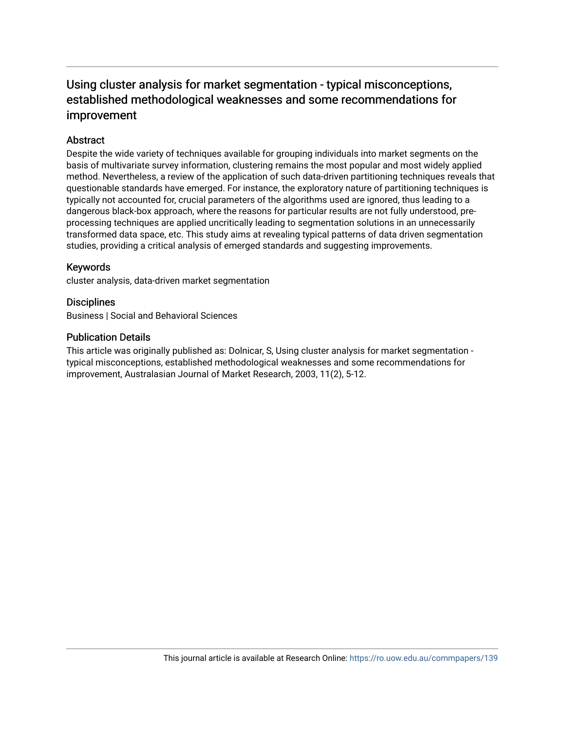# Using cluster analysis for market segmentation - typical misconceptions, established methodological weaknesses and some recommendations for improvement

## Abstract

Despite the wide variety of techniques available for grouping individuals into market segments on the basis of multivariate survey information, clustering remains the most popular and most widely applied method. Nevertheless, a review of the application of such data-driven partitioning techniques reveals that questionable standards have emerged. For instance, the exploratory nature of partitioning techniques is typically not accounted for, crucial parameters of the algorithms used are ignored, thus leading to a dangerous black-box approach, where the reasons for particular results are not fully understood, pre-processing techniques are applied uncritically leading to segmentation solutions in an unnecessarily transformed data space, etc. This study aims at revealing typical patterns of data driven segmentation studies, providing a critical analysis of emerged standards and suggesting improvements.

## Keywords

cluster analysis, data-driven market segmentation

## Disciplines

Business | Social and Behavioral Sciences

## Publication Details

This article was originally published as: Dolnicar, S, Using cluster analysis for market segmentation - typical misconceptions, established methodological weaknesses and some recommendations for improvement, Australasian Journal of Market Research, 2003, 11(2), 5-12.

This journal article is available at Research Online: https://ro.uow.edu.au/commpapers/139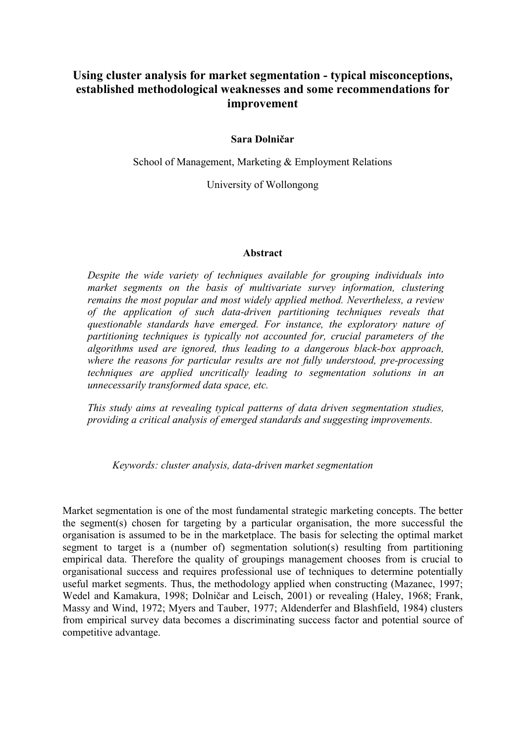# Using cluster analysis for market segmentation - typical misconceptions, established methodological weaknesses and some recommendations for improvement

**Sara Dolničar**

School of Management, Marketing & Employment Relations

University of Wollongong

### Abstract

*Despite the wide variety of techniques available for grouping individuals into market segments on the basis of multivariate survey information, clustering remains the most popular and most widely applied method. Nevertheless, a review of the application of such data-driven partitioning techniques reveals that questionable standards have emerged. For instance, the exploratory nature of partitioning techniques is typically not accounted for, crucial parameters of the algorithms used are ignored, thus leading to a dangerous black-box approach, where the reasons for particular results are not fully understood, pre-processing techniques are applied uncritically leading to segmentation solutions in an unnecessarily transformed data space, etc.*

*This study aims at revealing typical patterns of data driven segmentation studies, providing a critical analysis of emerged standards and suggesting improvements.*

*Keywords: cluster analysis, data-driven market segmentation*

Market segmentation is one of the most fundamental strategic marketing concepts. The better the segment(s) chosen for targeting by a particular organisation, the more successful the organisation is assumed to be in the marketplace. The basis for selecting the optimal market segment to target is a (number of) segmentation solution(s) resulting from partitioning empirical data. Therefore the quality of groupings management chooses from is crucial to organisational success and requires professional use of techniques to determine potentially useful market segments. Thus, the methodology applied when constructing (Mazanec, 1997; Wedel and Kamakura, 1998; Dolničar and Leisch, 2001) or revealing (Haley, 1968; Frank, Massy and Wind, 1972; Myers and Tauber, 1977; Aldenderfer and Blashfield, 1984) clusters from empirical survey data becomes a discriminating success factor and potential source of competitive advantage.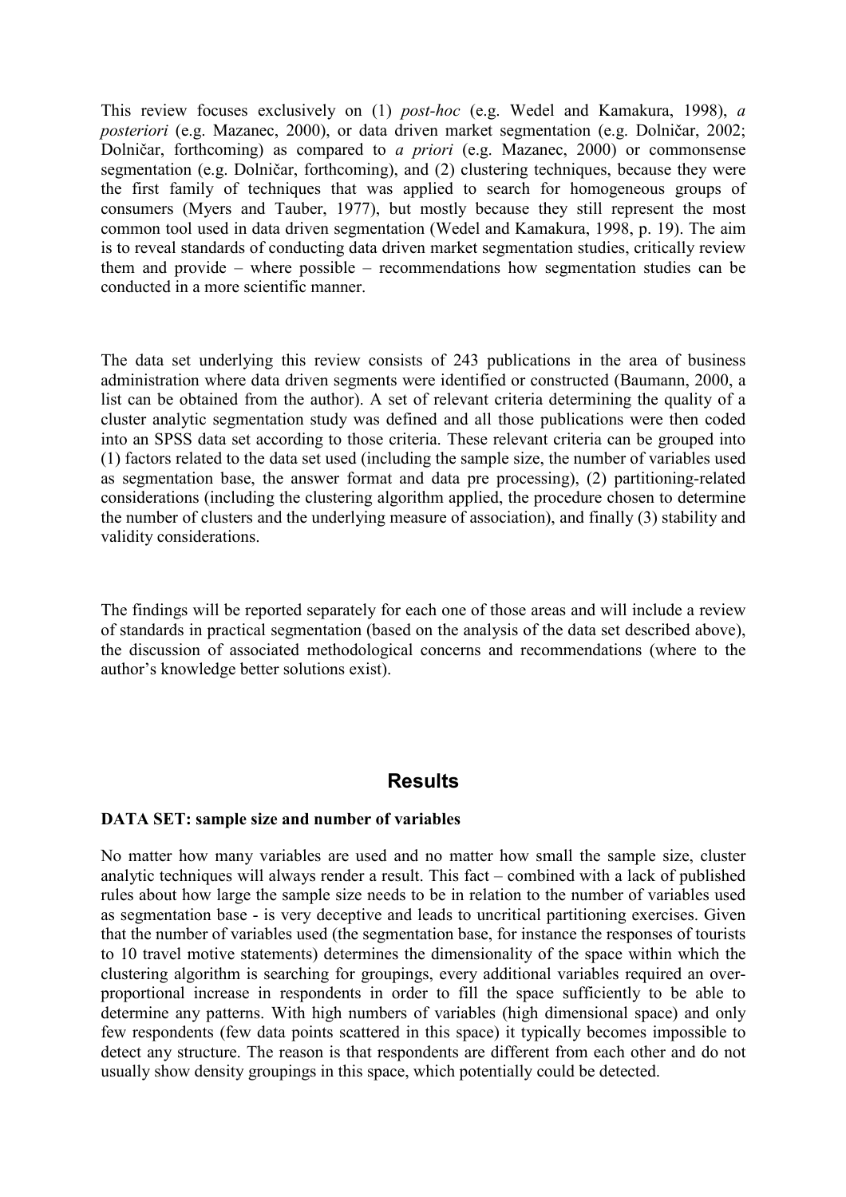This review focuses exclusively on (1) *post-hoc* (e.g. Wedel and Kamakura, 1998), *a posteriori* (e.g. Mazanec, 2000), or data driven market segmentation (e.g. Dolničar, 2002; Dolničar, forthcoming) as compared to *a priori* (e.g. Mazanec, 2000) or commonsense segmentation (e.g. Dolničar, forthcoming), and (2) clustering techniques, because they were the first family of techniques that was applied to search for homogeneous groups of consumers (Myers and Tauber, 1977), but mostly because they still represent the most common tool used in data driven segmentation (Wedel and Kamakura, 1998, p. 19). The aim is to reveal standards of conducting data driven market segmentation studies, critically review them and provide – where possible – recommendations how segmentation studies can be conducted in a more scientific manner.

The data set underlying this review consists of 243 publications in the area of business administration where data driven segments were identified or constructed (Baumann, 2000, a list can be obtained from the author). A set of relevant criteria determining the quality of a cluster analytic segmentation study was defined and all those publications were then coded into an SPSS data set according to those criteria. These relevant criteria can be grouped into (1) factors related to the data set used (including the sample size, the number of variables used as segmentation base, the answer format and data pre processing), (2) partitioning-related considerations (including the clustering algorithm applied, the procedure chosen to determine the number of clusters and the underlying measure of association), and finally (3) stability and validity considerations.

The findings will be reported separately for each one of those areas and will include a review of standards in practical segmentation (based on the analysis of the data set described above), the discussion of associated methodological concerns and recommendations (where to the author's knowledge better solutions exist).

## Results

### DATA SET: sample size and number of variables

No matter how many variables are used and no matter how small the sample size, cluster analytic techniques will always render a result. This fact – combined with a lack of published rules about how large the sample size needs to be in relation to the number of variables used as segmentation base - is very deceptive and leads to uncritical partitioning exercises. Given that the number of variables used (the segmentation base, for instance the responses of tourists to 10 travel motive statements) determines the dimensionality of the space within which the clustering algorithm is searching for groupings, every additional variables required an over-proportional increase in respondents in order to fill the space sufficiently to be able to determine any patterns. With high numbers of variables (high dimensional space) and only few respondents (few data points scattered in this space) it typically becomes impossible to detect any structure. The reason is that respondents are different from each other and do not usually show density groupings in this space, which potentially could be detected.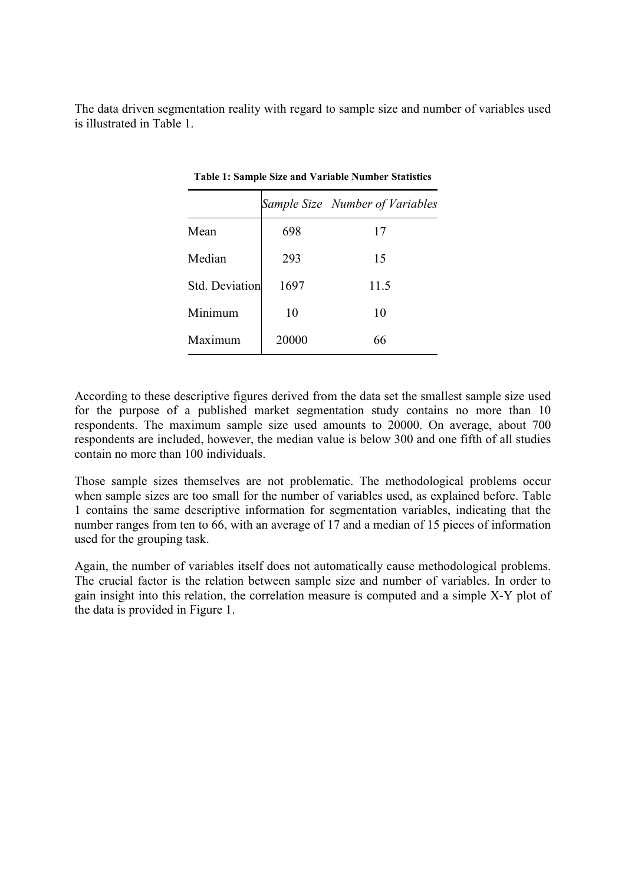The data driven segmentation reality with regard to sample size and number of variables used is illustrated in Table 1.

**Table 1: Sample Size and Variable Number Statistics**

| | *Sample Size* | *Number of Variables* |
|---|---|---|
| Mean | 698 | 17 |
| Median | 293 | 15 |
| Std. Deviation | 1697 | 11.5 |
| Minimum | 10 | 10 |
| Maximum | 20000 | 66 |

According to these descriptive figures derived from the data set the smallest sample size used for the purpose of a published market segmentation study contains no more than 10 respondents. The maximum sample size used amounts to 20000. On average, about 700 respondents are included, however, the median value is below 300 and one fifth of all studies contain no more than 100 individuals.

Those sample sizes themselves are not problematic. The methodological problems occur when sample sizes are too small for the number of variables used, as explained before. Table 1 contains the same descriptive information for segmentation variables, indicating that the number ranges from ten to 66, with an average of 17 and a median of 15 pieces of information used for the grouping task.

Again, the number of variables itself does not automatically cause methodological problems. The crucial factor is the relation between sample size and number of variables. In order to gain insight into this relation, the correlation measure is computed and a simple X-Y plot of the data is provided in Figure 1.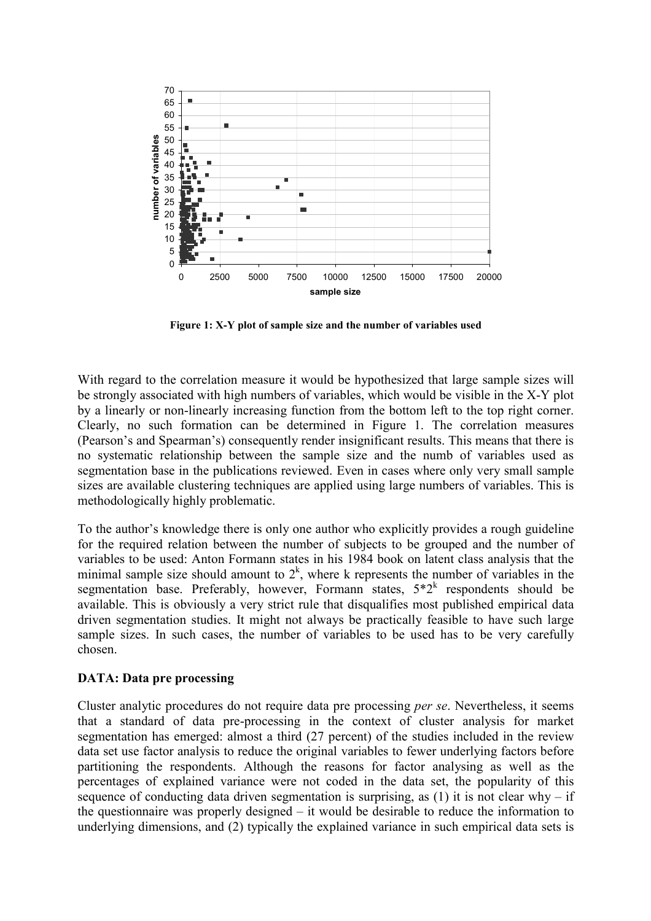70
65
60
55
50
45
40
35
30
25
20
15
10
5
0

number of variables

0 2500 5000 7500 10000 12500 15000 17500 20000

sample size

**Figure 1: X-Y plot of sample size and the number of variables used**

With regard to the correlation measure it would be hypothesized that large sample sizes will be strongly associated with high numbers of variables, which would be visible in the X-Y plot by a linearly or non-linearly increasing function from the bottom left to the top right corner. Clearly, no such formation can be determined in Figure 1. The correlation measures (Pearson's and Spearman's) consequently render insignificant results. This means that there is no systematic relationship between the sample size and the numb of variables used as segmentation base in the publications reviewed. Even in cases where only very small sample sizes are available clustering techniques are applied using large numbers of variables. This is methodologically highly problematic.

To the author's knowledge there is only one author who explicitly provides a rough guideline for the required relation between the number of subjects to be grouped and the number of variables to be used: Anton Formann states in his 1984 book on latent class analysis that the minimal sample size should amount to $2^k$, where k represents the number of variables in the segmentation base. Preferably, however, Formann states, $5*2^k$ respondents should be available. This is obviously a very strict rule that disqualifies most published empirical data driven segmentation studies. It might not always be practically feasible to have such large sample sizes. In such cases, the number of variables to be used has to be very carefully chosen.

### DATA: Data pre processing

Cluster analytic procedures do not require data pre processing *per se*. Nevertheless, it seems that a standard of data pre-processing in the context of cluster analysis for market segmentation has emerged: almost a third (27 percent) of the studies included in the review data set use factor analysis to reduce the original variables to fewer underlying factors before partitioning the respondents. Although the reasons for factor analysing as well as the percentages of explained variance were not coded in the data set, the popularity of this sequence of conducting data driven segmentation is surprising, as (1) it is not clear why – if the questionnaire was properly designed – it would be desirable to reduce the information to underlying dimensions, and (2) typically the explained variance in such empirical data sets is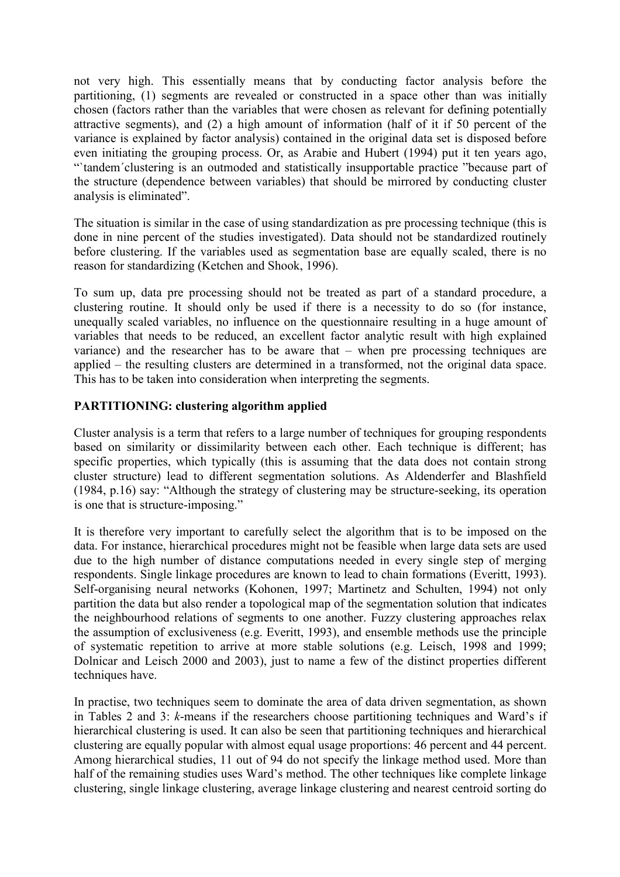not very high. This essentially means that by conducting factor analysis before the partitioning, (1) segments are revealed or constructed in a space other than was initially chosen (factors rather than the variables that were chosen as relevant for defining potentially attractive segments), and (2) a high amount of information (half of it if 50 percent of the variance is explained by factor analysis) contained in the original data set is disposed before even initiating the grouping process. Or, as Arabie and Hubert (1994) put it ten years ago, "`tandem´clustering is an outmoded and statistically insupportable practice "because part of the structure (dependence between variables) that should be mirrored by conducting cluster analysis is eliminated".

The situation is similar in the case of using standardization as pre processing technique (this is done in nine percent of the studies investigated). Data should not be standardized routinely before clustering. If the variables used as segmentation base are equally scaled, there is no reason for standardizing (Ketchen and Shook, 1996).

To sum up, data pre processing should not be treated as part of a standard procedure, a clustering routine. It should only be used if there is a necessity to do so (for instance, unequally scaled variables, no influence on the questionnaire resulting in a huge amount of variables that needs to be reduced, an excellent factor analytic result with high explained variance) and the researcher has to be aware that – when pre processing techniques are applied – the resulting clusters are determined in a transformed, not the original data space. This has to be taken into consideration when interpreting the segments.

**PARTITIONING: clustering algorithm applied**

Cluster analysis is a term that refers to a large number of techniques for grouping respondents based on similarity or dissimilarity between each other. Each technique is different; has specific properties, which typically (this is assuming that the data does not contain strong cluster structure) lead to different segmentation solutions. As Aldenderfer and Blashfield (1984, p.16) say: "Although the strategy of clustering may be structure-seeking, its operation is one that is structure-imposing."

It is therefore very important to carefully select the algorithm that is to be imposed on the data. For instance, hierarchical procedures might not be feasible when large data sets are used due to the high number of distance computations needed in every single step of merging respondents. Single linkage procedures are known to lead to chain formations (Everitt, 1993). Self-organising neural networks (Kohonen, 1997; Martinetz and Schulten, 1994) not only partition the data but also render a topological map of the segmentation solution that indicates the neighbourhood relations of segments to one another. Fuzzy clustering approaches relax the assumption of exclusiveness (e.g. Everitt, 1993), and ensemble methods use the principle of systematic repetition to arrive at more stable solutions (e.g. Leisch, 1998 and 1999; Dolnicar and Leisch 2000 and 2003), just to name a few of the distinct properties different techniques have.

In practise, two techniques seem to dominate the area of data driven segmentation, as shown in Tables 2 and 3: *k*-means if the researchers choose partitioning techniques and Ward's if hierarchical clustering is used. It can also be seen that partitioning techniques and hierarchical clustering are equally popular with almost equal usage proportions: 46 percent and 44 percent. Among hierarchical studies, 11 out of 94 do not specify the linkage method used. More than half of the remaining studies uses Ward's method. The other techniques like complete linkage clustering, single linkage clustering, average linkage clustering and nearest centroid sorting do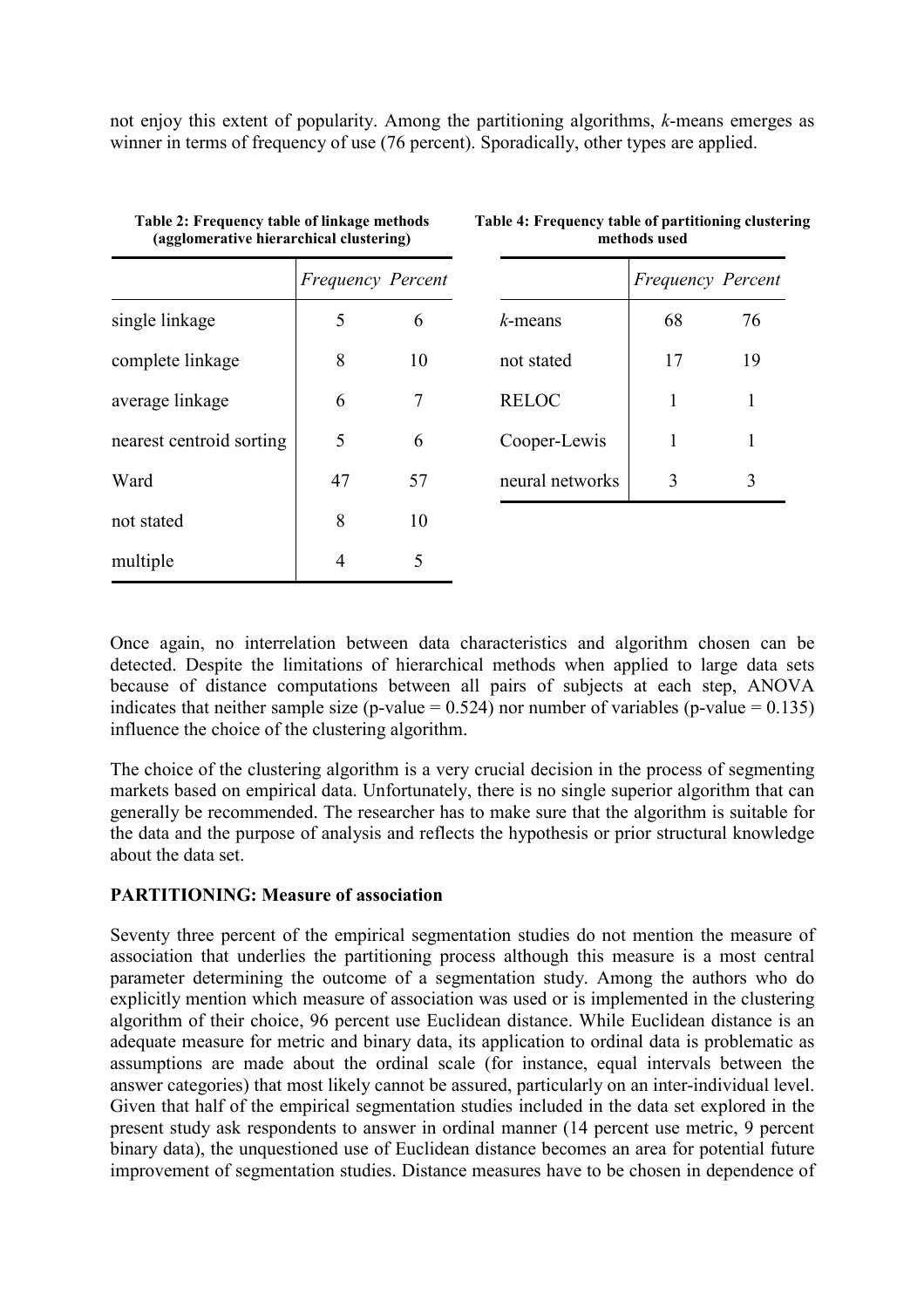not enjoy this extent of popularity. Among the partitioning algorithms, *k*-means emerges as winner in terms of frequency of use (76 percent). Sporadically, other types are applied.

**Table 2: Frequency table of linkage methods (agglomerative hierarchical clustering)**

| | *Frequency* | *Percent* |
|---|---|---|
| single linkage | 5 | 6 |
| complete linkage | 8 | 10 |
| average linkage | 6 | 7 |
| nearest centroid sorting | 5 | 6 |
| Ward | 47 | 57 |
| not stated | 8 | 10 |
| multiple | 4 | 5 |

**Table 4: Frequency table of partitioning clustering methods used**

| | *Frequency* | *Percent* |
|---|---|---|
| *k*-means | 68 | 76 |
| not stated | 17 | 19 |
| RELOC | 1 | 1 |
| Cooper-Lewis | 1 | 1 |
| neural networks | 3 | 3 |

Once again, no interrelation between data characteristics and algorithm chosen can be detected. Despite the limitations of hierarchical methods when applied to large data sets because of distance computations between all pairs of subjects at each step, ANOVA indicates that neither sample size (p-value = 0.524) nor number of variables (p-value = 0.135) influence the choice of the clustering algorithm.

The choice of the clustering algorithm is a very crucial decision in the process of segmenting markets based on empirical data. Unfortunately, there is no single superior algorithm that can generally be recommended. The researcher has to make sure that the algorithm is suitable for the data and the purpose of analysis and reflects the hypothesis or prior structural knowledge about the data set.

**PARTITIONING: Measure of association**

Seventy three percent of the empirical segmentation studies do not mention the measure of association that underlies the partitioning process although this measure is a most central parameter determining the outcome of a segmentation study. Among the authors who do explicitly mention which measure of association was used or is implemented in the clustering algorithm of their choice, 96 percent use Euclidean distance. While Euclidean distance is an adequate measure for metric and binary data, its application to ordinal data is problematic as assumptions are made about the ordinal scale (for instance, equal intervals between the answer categories) that most likely cannot be assured, particularly on an inter-individual level. Given that half of the empirical segmentation studies included in the data set explored in the present study ask respondents to answer in ordinal manner (14 percent use metric, 9 percent binary data), the unquestioned use of Euclidean distance becomes an area for potential future improvement of segmentation studies. Distance measures have to be chosen in dependence of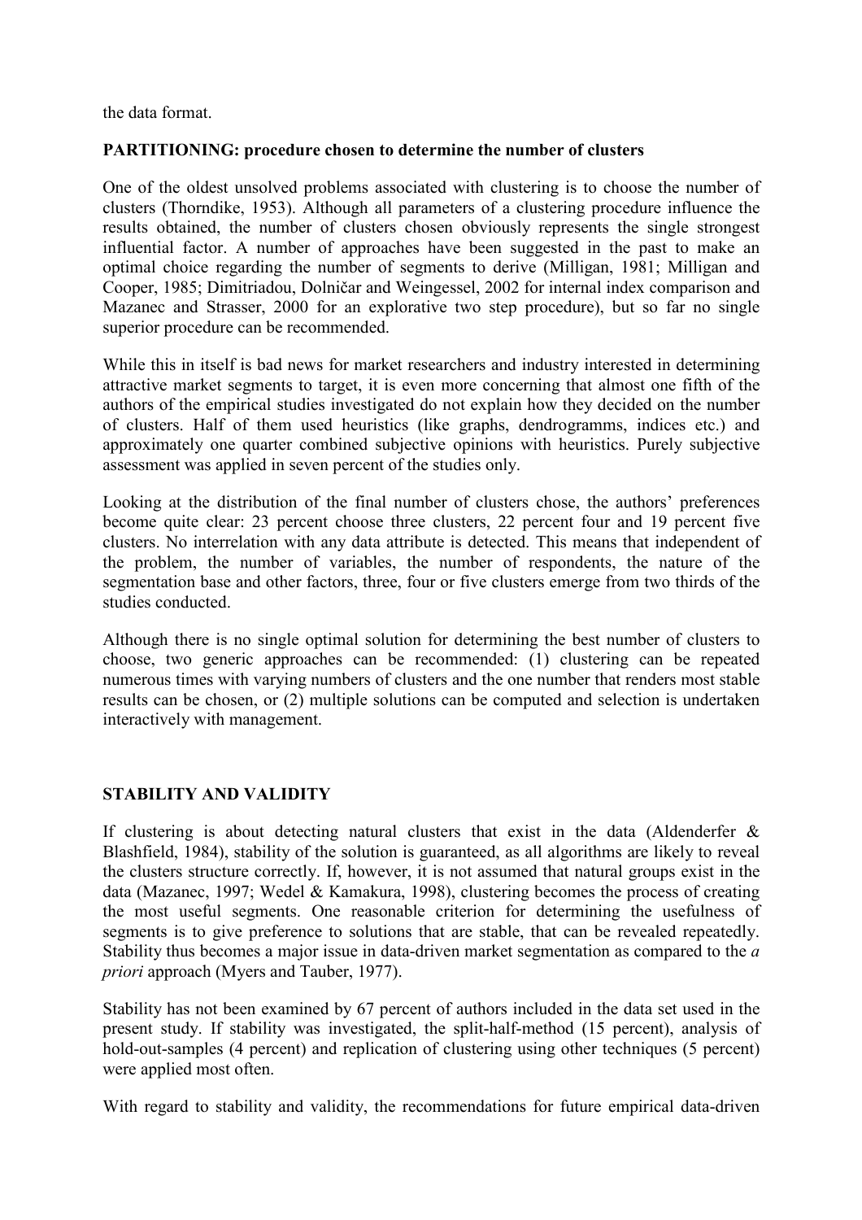the data format.

**PARTITIONING: procedure chosen to determine the number of clusters**

One of the oldest unsolved problems associated with clustering is to choose the number of clusters (Thorndike, 1953). Although all parameters of a clustering procedure influence the results obtained, the number of clusters chosen obviously represents the single strongest influential factor. A number of approaches have been suggested in the past to make an optimal choice regarding the number of segments to derive (Milligan, 1981; Milligan and Cooper, 1985; Dimitriadou, Dolničar and Weingessel, 2002 for internal index comparison and Mazanec and Strasser, 2000 for an explorative two step procedure), but so far no single superior procedure can be recommended.

While this in itself is bad news for market researchers and industry interested in determining attractive market segments to target, it is even more concerning that almost one fifth of the authors of the empirical studies investigated do not explain how they decided on the number of clusters. Half of them used heuristics (like graphs, dendrogramms, indices etc.) and approximately one quarter combined subjective opinions with heuristics. Purely subjective assessment was applied in seven percent of the studies only.

Looking at the distribution of the final number of clusters chose, the authors' preferences become quite clear: 23 percent choose three clusters, 22 percent four and 19 percent five clusters. No interrelation with any data attribute is detected. This means that independent of the problem, the number of variables, the number of respondents, the nature of the segmentation base and other factors, three, four or five clusters emerge from two thirds of the studies conducted.

Although there is no single optimal solution for determining the best number of clusters to choose, two generic approaches can be recommended: (1) clustering can be repeated numerous times with varying numbers of clusters and the one number that renders most stable results can be chosen, or (2) multiple solutions can be computed and selection is undertaken interactively with management.

**STABILITY AND VALIDITY**

If clustering is about detecting natural clusters that exist in the data (Aldenderfer & Blashfield, 1984), stability of the solution is guaranteed, as all algorithms are likely to reveal the clusters structure correctly. If, however, it is not assumed that natural groups exist in the data (Mazanec, 1997; Wedel & Kamakura, 1998), clustering becomes the process of creating the most useful segments. One reasonable criterion for determining the usefulness of segments is to give preference to solutions that are stable, that can be revealed repeatedly. Stability thus becomes a major issue in data-driven market segmentation as compared to the *a priori* approach (Myers and Tauber, 1977).

Stability has not been examined by 67 percent of authors included in the data set used in the present study. If stability was investigated, the split-half-method (15 percent), analysis of hold-out-samples (4 percent) and replication of clustering using other techniques (5 percent) were applied most often.

With regard to stability and validity, the recommendations for future empirical data-driven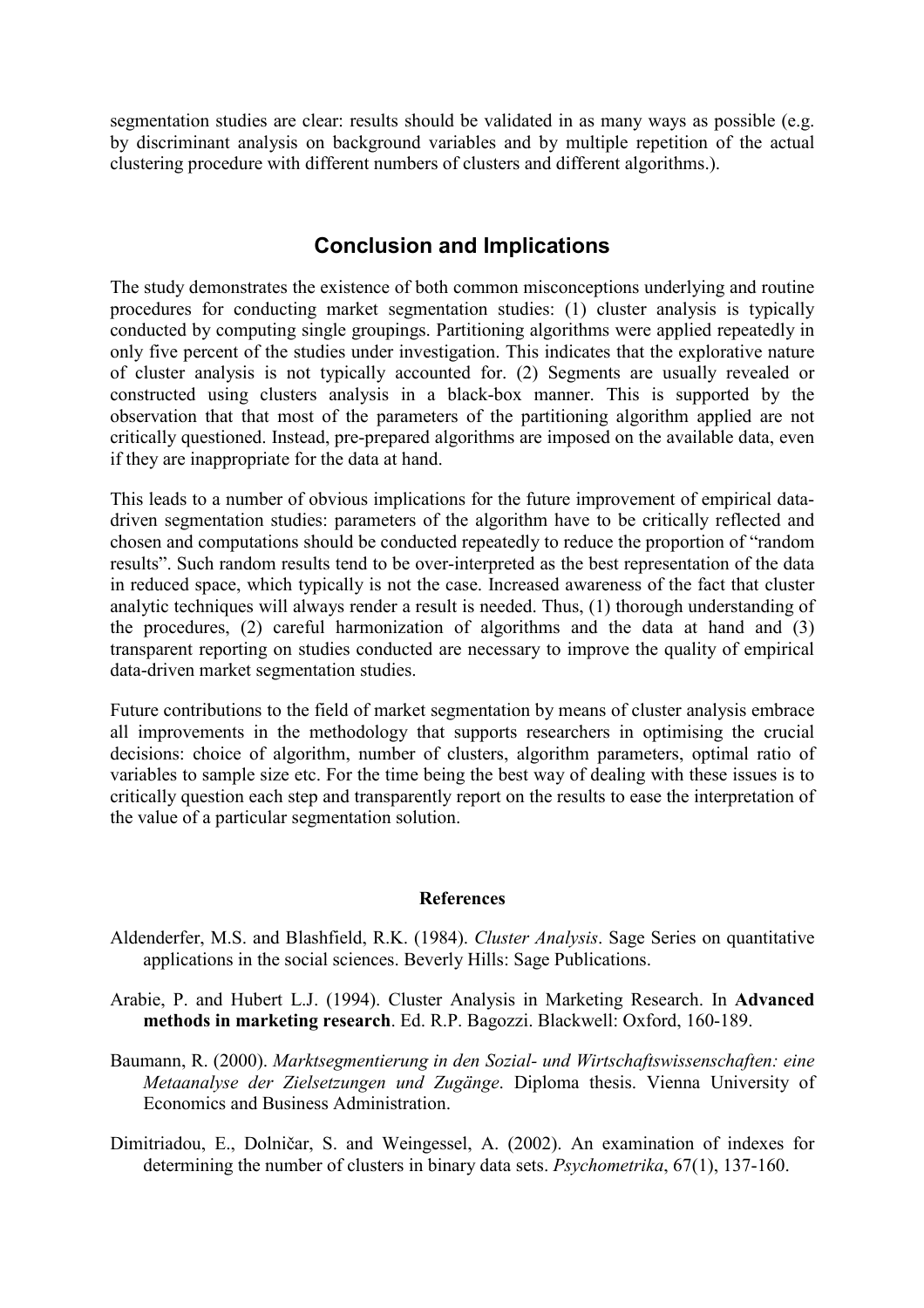segmentation studies are clear: results should be validated in as many ways as possible (e.g. by discriminant analysis on background variables and by multiple repetition of the actual clustering procedure with different numbers of clusters and different algorithms.).

## Conclusion and Implications

The study demonstrates the existence of both common misconceptions underlying and routine procedures for conducting market segmentation studies: (1) cluster analysis is typically conducted by computing single groupings. Partitioning algorithms were applied repeatedly in only five percent of the studies under investigation. This indicates that the explorative nature of cluster analysis is not typically accounted for. (2) Segments are usually revealed or constructed using clusters analysis in a black-box manner. This is supported by the observation that that most of the parameters of the partitioning algorithm applied are not critically questioned. Instead, pre-prepared algorithms are imposed on the available data, even if they are inappropriate for the data at hand.

This leads to a number of obvious implications for the future improvement of empirical data-driven segmentation studies: parameters of the algorithm have to be critically reflected and chosen and computations should be conducted repeatedly to reduce the proportion of "random results". Such random results tend to be over-interpreted as the best representation of the data in reduced space, which typically is not the case. Increased awareness of the fact that cluster analytic techniques will always render a result is needed. Thus, (1) thorough understanding of the procedures, (2) careful harmonization of algorithms and the data at hand and (3) transparent reporting on studies conducted are necessary to improve the quality of empirical data-driven market segmentation studies.

Future contributions to the field of market segmentation by means of cluster analysis embrace all improvements in the methodology that supports researchers in optimising the crucial decisions: choice of algorithm, number of clusters, algorithm parameters, optimal ratio of variables to sample size etc. For the time being the best way of dealing with these issues is to critically question each step and transparently report on the results to ease the interpretation of the value of a particular segmentation solution.

### References

Aldenderfer, M.S. and Blashfield, R.K. (1984). *Cluster Analysis*. Sage Series on quantitative applications in the social sciences. Beverly Hills: Sage Publications.

Arabie, P. and Hubert L.J. (1994). Cluster Analysis in Marketing Research. In **Advanced methods in marketing research**. Ed. R.P. Bagozzi. Blackwell: Oxford, 160-189.

Baumann, R. (2000). *Marktsegmentierung in den Sozial- und Wirtschaftswissenschaften: eine Metaanalyse der Zielsetzungen und Zugänge*. Diploma thesis. Vienna University of Economics and Business Administration.

Dimitriadou, E., Dolničar, S. and Weingessel, A. (2002). An examination of indexes for determining the number of clusters in binary data sets. *Psychometrika*, 67(1), 137-160.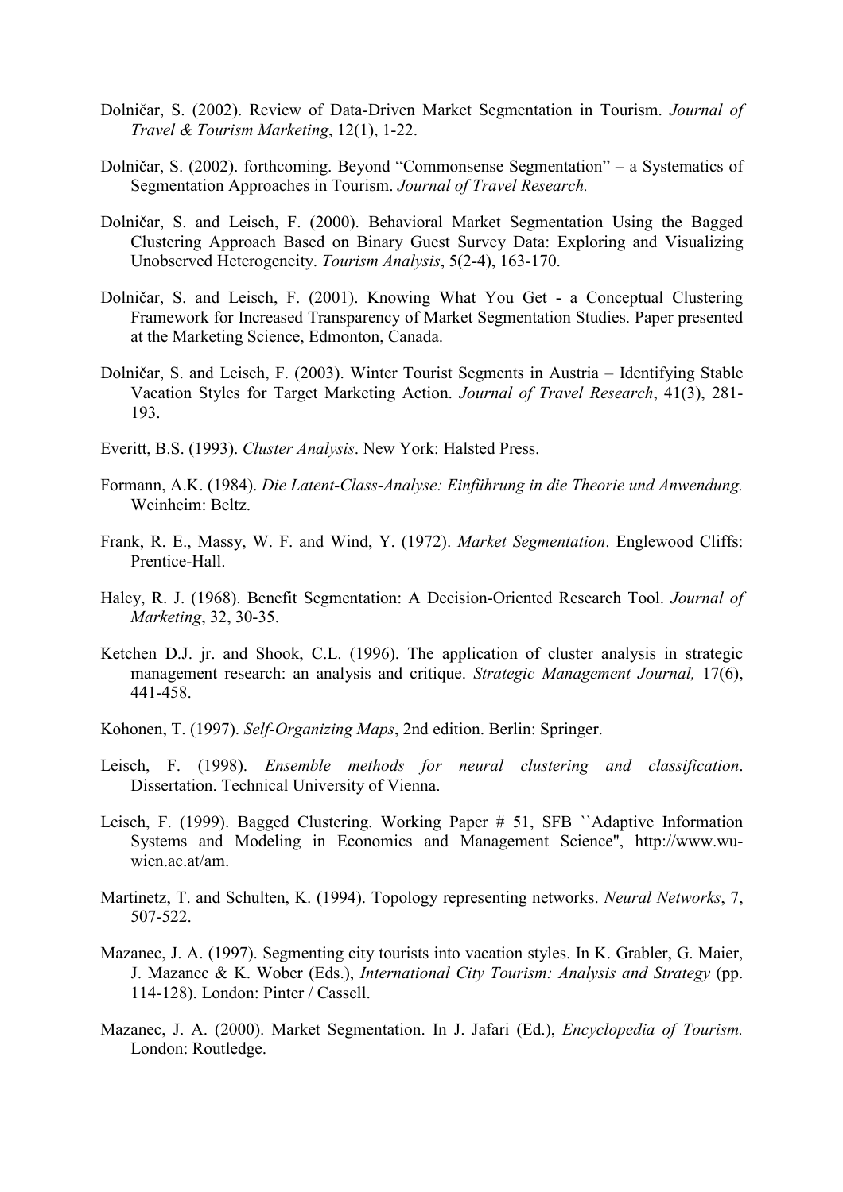Dolničar, S. (2002). Review of Data-Driven Market Segmentation in Tourism. *Journal of Travel & Tourism Marketing*, 12(1), 1-22.

Dolničar, S. (2002). forthcoming. Beyond "Commonsense Segmentation" – a Systematics of Segmentation Approaches in Tourism. *Journal of Travel Research.*

Dolničar, S. and Leisch, F. (2000). Behavioral Market Segmentation Using the Bagged Clustering Approach Based on Binary Guest Survey Data: Exploring and Visualizing Unobserved Heterogeneity. *Tourism Analysis*, 5(2-4), 163-170.

Dolničar, S. and Leisch, F. (2001). Knowing What You Get - a Conceptual Clustering Framework for Increased Transparency of Market Segmentation Studies. Paper presented at the Marketing Science, Edmonton, Canada.

Dolničar, S. and Leisch, F. (2003). Winter Tourist Segments in Austria – Identifying Stable Vacation Styles for Target Marketing Action. *Journal of Travel Research*, 41(3), 281-193.

Everitt, B.S. (1993). *Cluster Analysis*. New York: Halsted Press.

Formann, A.K. (1984). *Die Latent-Class-Analyse: Einführung in die Theorie und Anwendung.* Weinheim: Beltz.

Frank, R. E., Massy, W. F. and Wind, Y. (1972). *Market Segmentation*. Englewood Cliffs: Prentice-Hall.

Haley, R. J. (1968). Benefit Segmentation: A Decision-Oriented Research Tool. *Journal of Marketing*, 32, 30-35.

Ketchen D.J. jr. and Shook, C.L. (1996). The application of cluster analysis in strategic management research: an analysis and critique. *Strategic Management Journal,* 17(6), 441-458.

Kohonen, T. (1997). *Self-Organizing Maps*, 2nd edition. Berlin: Springer.

Leisch, F. (1998). *Ensemble methods for neural clustering and classification*. Dissertation. Technical University of Vienna.

Leisch, F. (1999). Bagged Clustering. Working Paper # 51, SFB ``Adaptive Information Systems and Modeling in Economics and Management Science'', http://www.wu-wien.ac.at/am.

Martinetz, T. and Schulten, K. (1994). Topology representing networks. *Neural Networks*, 7, 507-522.

Mazanec, J. A. (1997). Segmenting city tourists into vacation styles. In K. Grabler, G. Maier, J. Mazanec & K. Wober (Eds.), *International City Tourism: Analysis and Strategy* (pp. 114-128). London: Pinter / Cassell.

Mazanec, J. A. (2000). Market Segmentation. In J. Jafari (Ed.), *Encyclopedia of Tourism.* London: Routledge.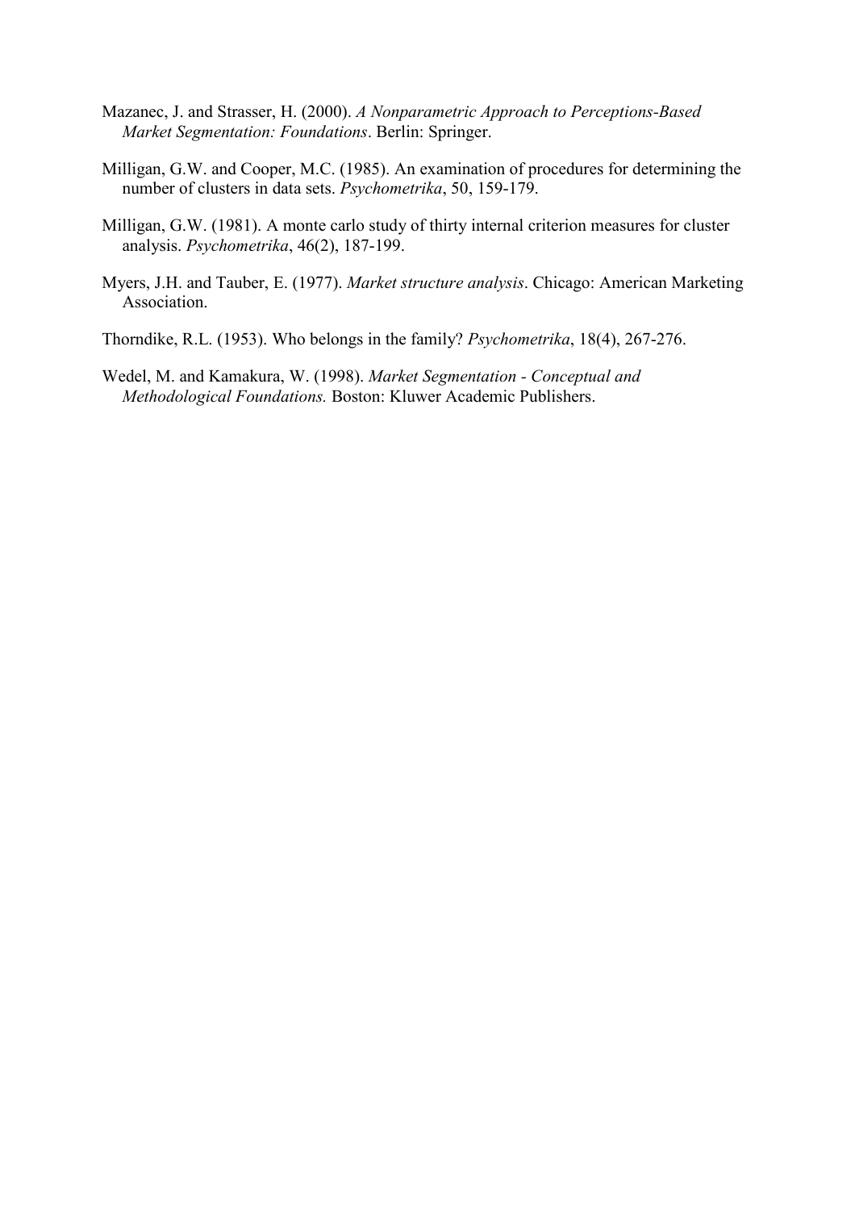Mazanec, J. and Strasser, H. (2000). *A Nonparametric Approach to Perceptions-Based Market Segmentation: Foundations*. Berlin: Springer.

Milligan, G.W. and Cooper, M.C. (1985). An examination of procedures for determining the number of clusters in data sets. *Psychometrika*, 50, 159-179.

Milligan, G.W. (1981). A monte carlo study of thirty internal criterion measures for cluster analysis. *Psychometrika*, 46(2), 187-199.

Myers, J.H. and Tauber, E. (1977). *Market structure analysis*. Chicago: American Marketing Association.

Thorndike, R.L. (1953). Who belongs in the family? *Psychometrika*, 18(4), 267-276.

Wedel, M. and Kamakura, W. (1998). *Market Segmentation - Conceptual and Methodological Foundations.* Boston: Kluwer Academic Publishers.